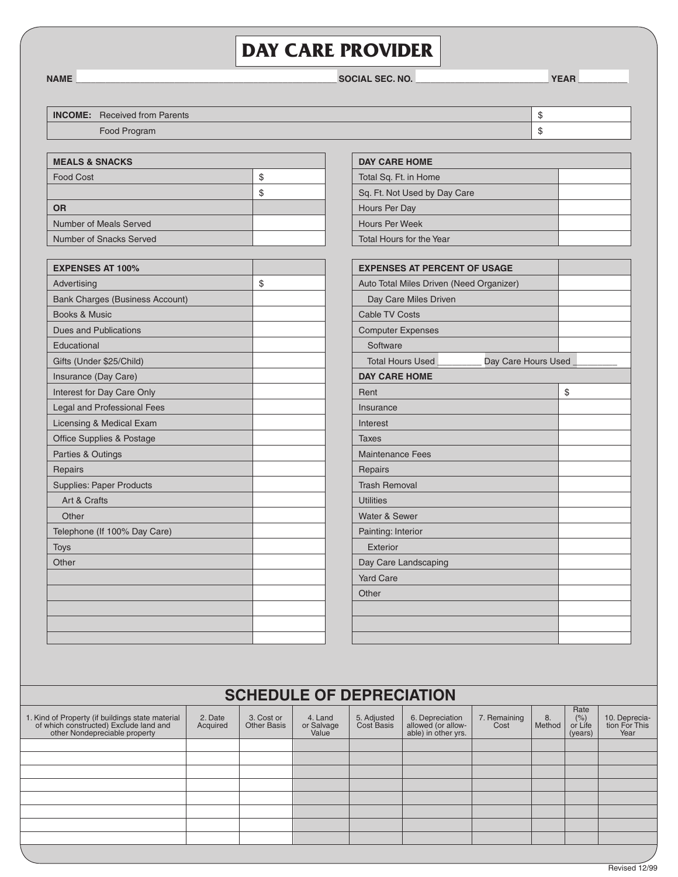# DAY CARE PROVIDER

**NAME** ______________________________ **SOCIAL SEC. NO.** ______________________ **YEAR** ________

| **INCOME:** | |
|---|---|
| Received from Parents | $ |
| Food Program | $ |

| **MEALS & SNACKS** | |
|---|---|
| Food Cost | $ |
| | $ |
| **OR** | |
| Number of Meals Served | |
| Number of Snacks Served | |

| **DAY CARE HOME** | |
|---|---|
| Total Sq. Ft. in Home | |
| Sq. Ft. Not Used by Day Care | |
| Hours Per Day | |
| Hours Per Week | |
| Total Hours for the Year | |

| **EXPENSES AT 100%** | |
|---|---|
| Advertising | $ |
| Bank Charges (Business Account) | |
| Books & Music | |
| Dues and Publications | |
| Educational | |
| Gifts (Under $25/Child) | |
| Insurance (Day Care) | |
| Interest for Day Care Only | |
| Legal and Professional Fees | |
| Licensing & Medical Exam | |
| Office Supplies & Postage | |
| Parties & Outings | |
| Repairs | |
| Supplies: Paper Products | |
| Art & Crafts | |
| Other | |
| Telephone (If 100% Day Care) | |
| Toys | |
| Other | |
| | |
| | |
| | |
| | |
| | |

| **EXPENSES AT PERCENT OF USAGE** | |
|---|---|
| Auto Total Miles Driven (Need Organizer) | |
| Day Care Miles Driven | |
| Cable TV Costs | |
| Computer Expenses | |
| Software | |
| Total Hours Used ________ Day Care Hours Used ________ | |
| **DAY CARE HOME** | |
| Rent | $ |
| Insurance | |
| Interest | |
| Taxes | |
| Maintenance Fees | |
| Repairs | |
| Trash Removal | |
| Utilities | |
| Water & Sewer | |
| Painting: Interior | |
| Exterior | |
| Day Care Landscaping | |
| Yard Care | |
| Other | |
| | |
| | |
| | |

## SCHEDULE OF DEPRECIATION

| 1. Kind of Property (if buildings state material of which constructed) Exclude land and other Nondepreciable property | 2. Date Acquired | 3. Cost or Other Basis | 4. Land or Salvage Value | 5. Adjusted Cost Basis | 6. Depreciation allowed (or allowable) in other yrs. | 7. Remaining Cost | 8. Method | Rate (%) or Life (years) | 10. Depreciation For This Year |
|---|---|---|---|---|---|---|---|---|---|
| | | | | | | | | | |
| | | | | | | | | | |
| | | | | | | | | | |
| | | | | | | | | | |
| | | | | | | | | | |
| | | | | | | | | | |
| | | | | | | | | | |
| | | | | | | | | | |

Revised 12/99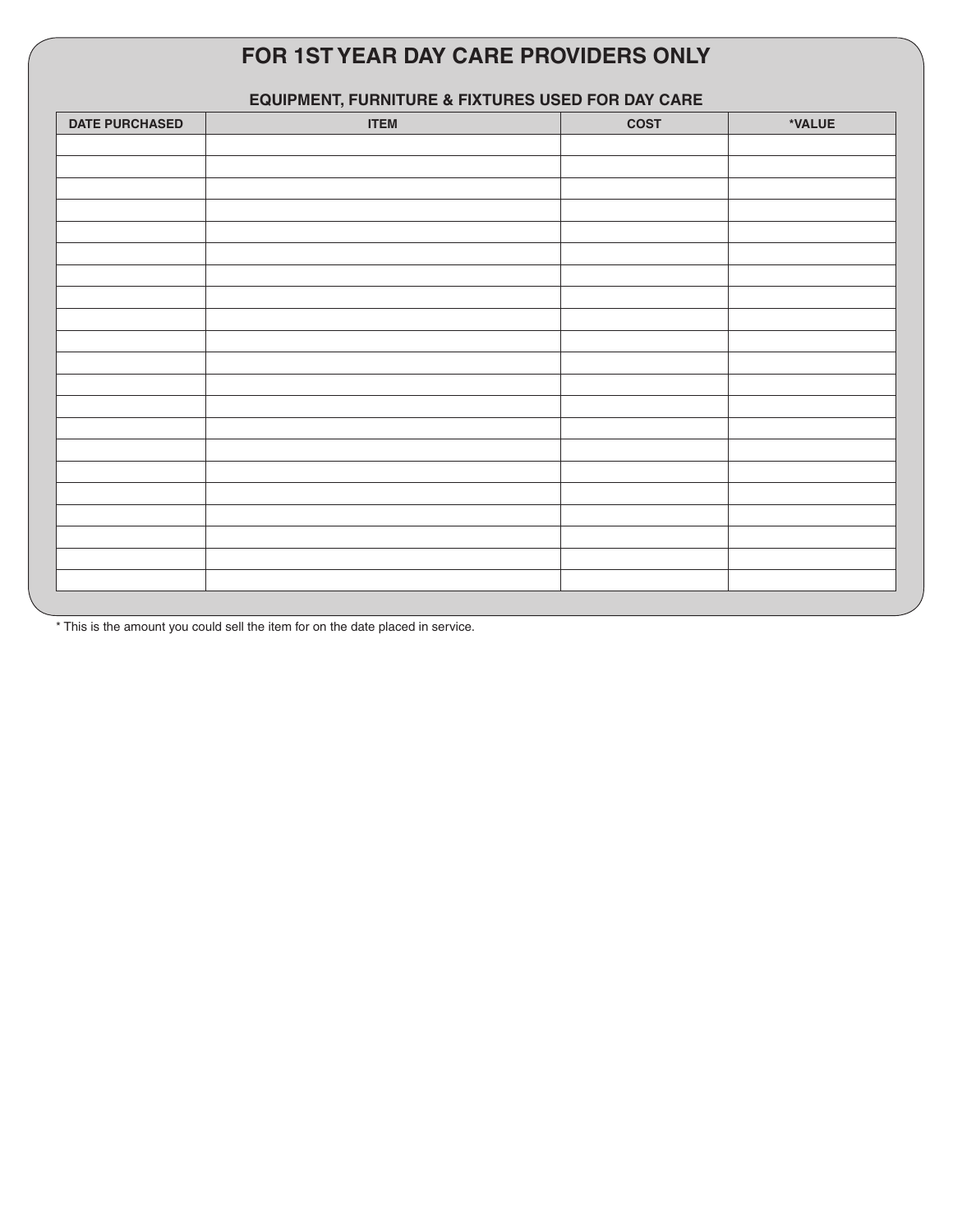# FOR 1ST YEAR DAY CARE PROVIDERS ONLY

## EQUIPMENT, FURNITURE & FIXTURES USED FOR DAY CARE

| DATE PURCHASED | ITEM | COST | *VALUE |
|---|---|---|---|
| | | | |
| | | | |
| | | | |
| | | | |
| | | | |
| | | | |
| | | | |
| | | | |
| | | | |
| | | | |
| | | | |
| | | | |
| | | | |
| | | | |
| | | | |
| | | | |
| | | | |
| | | | |
| | | | |
| | | | |
| | | | |

* This is the amount you could sell the item for on the date placed in service.